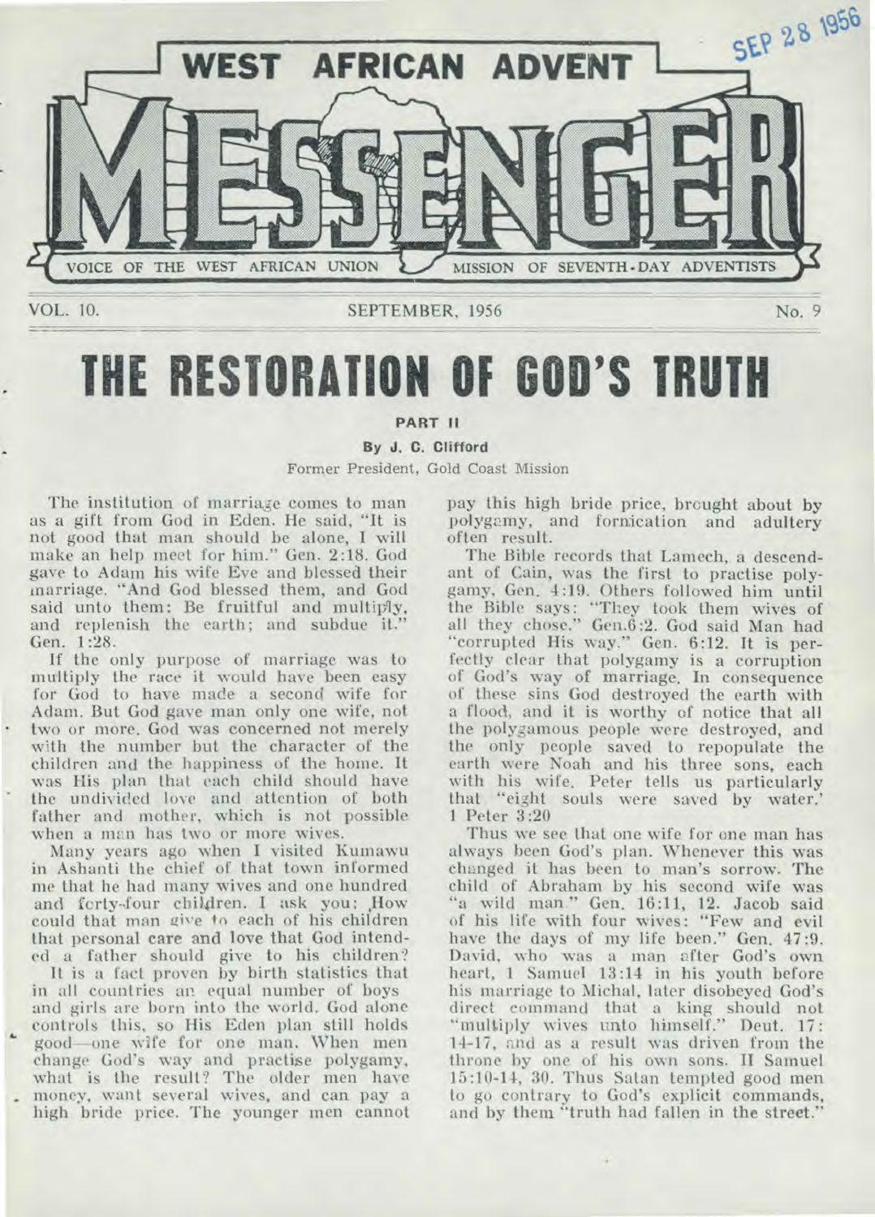# WEST AFRICAN ADVENT MESSENGER

VOICE OF THE WEST AFRICAN UNION MISSION OF SEVENTH-DAY ADVENTISTS

SEP 28 1956

VOL. 10. SEPTEMBER, 1956 No. 9

# THE RESTORATION OF GOD'S TRUTH

**PART II**

**By J. C. Clifford**

Former President, Gold Coast Mission

The institution of marriage comes to man as a gift from God in Eden. He said, "It is not good that man should be alone, I will make an help meet for him." Gen. 2:18. God gave to Adam his wife Eve and blessed their marriage. "And God blessed them, and God said unto them: Be fruitful and multiply, and replenish the earth; and subdue it." Gen. 1:28.

If the only purpose of marriage was to multiply the race it would have been easy for God to have made a second wife for Adam. But God gave man only one wife, not two or more. God was concerned not merely with the number but the character of the children and the happiness of the home. It was His plan that each child should have the undivided love and attention of both father and mother, which is not possible when a man has two or more wives.

Many years ago when I visited Kumawu in Ashanti the chief of that town informed me that he had many wives and one hundred and forty-four children. I ask you: How could that man give to each of his children that personal care and love that God intended a father should give to his children?

It is a fact proven by birth statistics that in all countries an equal number of boys and girls are born into the world. God alone controls this, so His Eden plan still holds good—one wife for one man. When men change God's way and practise polygamy, what is the result? The older men have money, want several wives, and can pay a high bride price. The younger men cannot pay this high bride price, brought about by polygamy, and fornication and adultery often result.

The Bible records that Lamech, a descendant of Cain, was the first to practise polygamy, Gen. 4:19. Others followed him until the Bible says: "They took them wives of all they chose." Gen.6:2. God said Man had "corrupted His way." Gen. 6:12. It is perfectly clear that polygamy is a corruption of God's way of marriage. In consequence of these sins God destroyed the earth with a flood, and it is worthy of notice that all the polygamous people were destroyed, and the only people saved to repopulate the earth were Noah and his three sons, each with his wife. Peter tells us particularly that "eight souls were saved by water.' 1 Peter 3:20

Thus we see that one wife for one man has always been God's plan. Whenever this was changed it has been to man's sorrow. The child of Abraham by his second wife was "a wild man." Gen. 16:11, 12. Jacob said of his life with four wives: "Few and evil have the days of my life been." Gen. 47:9. David, who was a man after God's own heart, 1 Samuel 13:14 in his youth before his marriage to Michal, later disobeyed God's direct command that a king should not "multiply wives unto himself." Deut. 17:14-17, and as a result was driven from the throne by one of his own sons. II Samuel 15:10-14, 30. Thus Satan tempted good men to go contrary to God's explicit commands, and by them "truth had fallen in the street."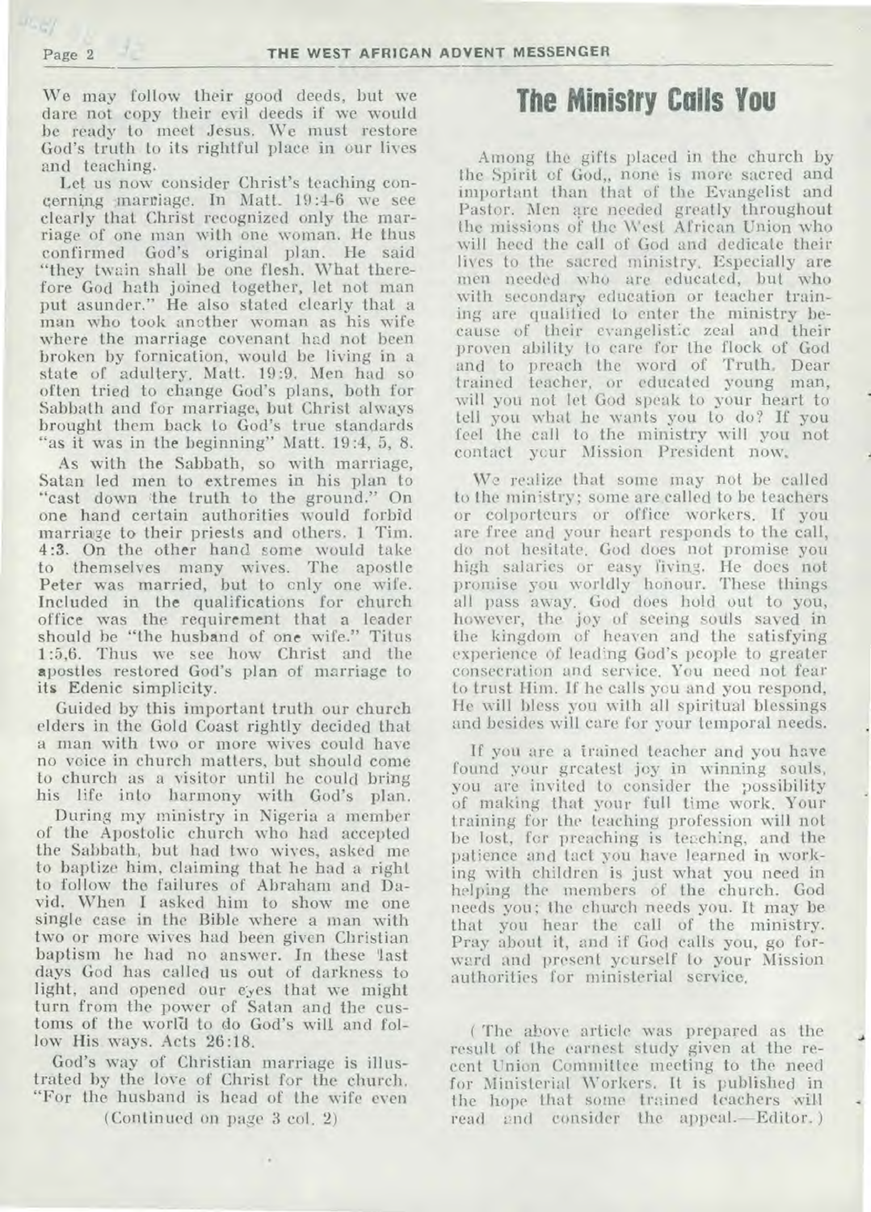We may follow their good deeds, but we dare not copy their evil deeds if we would be ready to meet Jesus. We must restore God's truth to its rightful place in our lives and teaching.

Let us now consider Christ's teaching concerning marriage. In Matt. 19:4-6 we see clearly that Christ recognized only the marriage of one man with one woman. He thus confirmed God's original plan. He said "they twain shall be one flesh. What therefore God hath joined together, let not man put asunder." He also stated clearly that a man who took another woman as his wife where the marriage covenant had not been broken by fornication, would be living in a state of adultery. Matt. 19:9. Men had so often tried to change God's plans, both for Sabbath and for marriage, but Christ always brought them back to God's true standards "as it was in the beginning" Matt. 19:4, 5, 8.

As with the Sabbath, so with marriage, Satan led men to extremes in his plan to "cast down the truth to the ground." On one hand certain authorities would forbid marriage to their priests and others. 1 Tim. 4:3. On the other hand some would take to themselves many wives. The apostle Peter was married, but to only one wife. Included in the qualifications for church office was the requirement that a leader should be "the husband of one wife." Titus 1:5,6. Thus we see how Christ and the apostles restored God's plan of marriage to its Edenic simplicity.

Guided by this important truth our church elders in the Gold Coast rightly decided that a man with two or more wives could have no voice in church matters, but should come to church as a visitor until he could bring his life into harmony with God's plan.

During my ministry in Nigeria a member of the Apostolic church who had accepted the Sabbath, but had two wives, asked me to baptize him, claiming that he had a right to follow the failures of Abraham and David. When I asked him to show me one single case in the Bible where a man with two or more wives had been given Christian baptism he had no answer. In these last days God has called us out of darkness to light, and opened our eyes that we might turn from the power of Satan and the customs of the world to do God's will and follow His ways. Acts 26:18.

God's way of Christian marriage is illustrated by the love of Christ for the church. "For the husband is head of the wife even

(Continued on page 3 col. 2)

# The Ministry Calls You

Among the gifts placed in the church by the Spirit of God,, none is more sacred and important than that of the Evangelist and Pastor. Men are needed greatly throughout the missions of the West African Union who will heed the call of God and dedicate their lives to the sacred ministry. Especially are men needed who are educated, but who with secondary education or teacher training are qualified to enter the ministry because of their evangelistic zeal and their proven ability to care for the flock of God and to preach the word of Truth. Dear trained teacher, or educated young man, will you not let God speak to your heart to tell you what he wants you to do? If you feel the call to the ministry will you not contact your Mission President now.

We realize that some may not be called to the ministry; some are called to be teachers or colporteurs or office workers. If you are free and your heart responds to the call, do not hesitate. God does not promise you high salaries or easy living. He does not promise you worldly honour. These things all pass away. God does hold out to you, however, the joy of seeing souls saved in the kingdom of heaven and the satisfying experience of leading God's people to greater consecration and service. You need not fear to trust Him. If he calls you and you respond, He will bless you with all spiritual blessings and besides will care for your temporal needs.

If you are a trained teacher and you have found your greatest joy in winning souls, you are invited to consider the possibility of making that your full time work. Your training for the teaching profession will not be lost, for preaching is teaching, and the patience and tact you have learned in working with children is just what you need in helping the members of the church. God needs you; the church needs you. It may be that you hear the call of the ministry. Pray about it, and if God calls you, go forward and present yourself to your Mission authorities for ministerial service.

(The above article was prepared as the result of the earnest study given at the recent Union Committee meeting to the need for Ministerial Workers. It is published in the hope that some trained teachers will read and consider the appeal.—Editor.)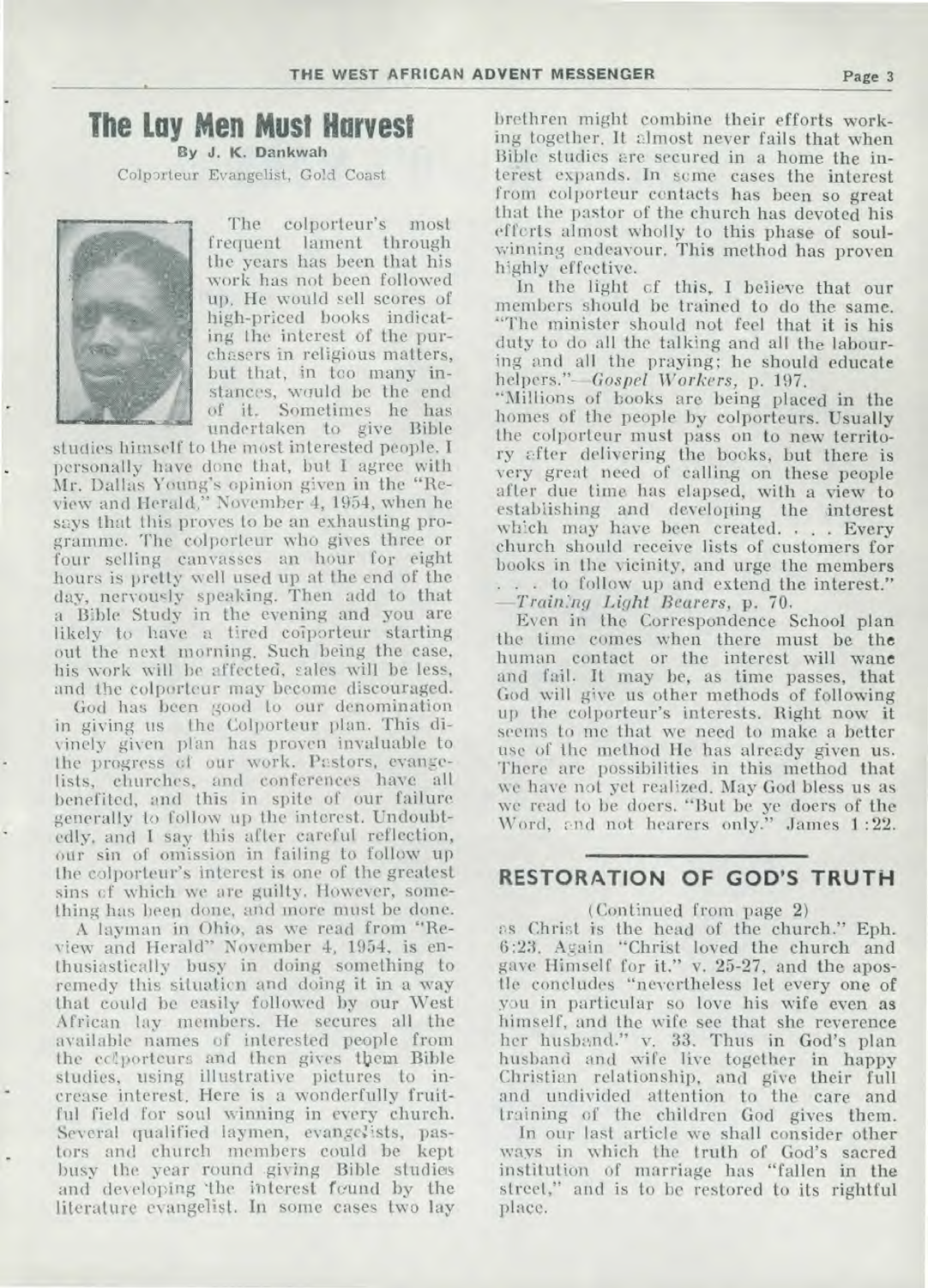# The Lay Men Must Harvest

**By J. K. Dankwah**

Colporteur Evangelist, Gold Coast

The colporteur's most frequent lament through the years has been that his work has not been followed up. He would sell scores of high-priced books indicating the interest of the purchasers in religious matters, but that, in too many instances, would be the end of it. Sometimes he has undertaken to give Bible studies himself to the most interested people. I personally have done that, but I agree with Mr. Dallas Young's opinion given in the "Review and Herald," November 4, 1954, when he says that this proves to be an exhausting programme. The colporteur who gives three or four selling canvasses an hour for eight hours is pretty well used up at the end of the day, nervously speaking. Then add to that a Bible Study in the evening and you are likely to have a tired coiporteur starting out the next morning. Such being the case, his work will be affected, sales will be less, and the colporteur may become discouraged.

God has been good to our denomination in giving us the Colporteur plan. This divinely given plan has proven invaluable to the progress of our work. Pastors, evangelists, churches, and conferences have all benefited, and this in spite of our failure generally to follow up the interest. Undoubtedly, and I say this after careful reflection, our sin of omission in failing to follow up the colporteur's interest is one of the greatest sins of which we are guilty. However, something has been done, and more must be done.

A layman in Ohio, as we read from "Review and Herald" November 4, 1954, is enthusiastically busy in doing something to remedy this situation and doing it in a way that could be easily followed by our West African lay members. He secures all the available names of interested people from the colporteurs and then gives them Bible studies, using illustrative pictures to increase interest. Here is a wonderfully fruitful field for soul winning in every church. Several qualified laymen, evangelists, pastors and church members could be kept busy the year round giving Bible studies and developing the interest found by the literature evangelist. In some cases two lay brethren might combine their efforts working together. It almost never fails that when Bible studies are secured in a home the interest expands. In some cases the interest from colporteur contacts has been so great that the pastor of the church has devoted his efforts almost wholly to this phase of soul-winning endeavour. This method has proven highly effective.

In the light of this, I believe that our members should be trained to do the same. "The minister should not feel that it is his duty to do all the talking and all the labouring and all the praying; he should educate helpers."—*Gospel Workers*, p. 197.

"Millions of books are being placed in the homes of the people by colporteurs. Usually the colporteur must pass on to new territory after delivering the books, but there is very great need of calling on these people after due time has elapsed, with a view to establishing and developing the interest which may have been created. . . . Every church should receive lists of customers for books in the vicinity, and urge the members . . . to follow up and extend the interest." —*Training Light Bearers*, p. 70.

Even in the Correspondence School plan the time comes when there must be the human contact or the interest will wane and fail. It may be, as time passes, that God will give us other methods of following up the colporteur's interests. Right now it seems to me that we need to make a better use of the method He has already given us. There are possibilities in this method that we have not yet realized. May God bless us as we read to be doers. "But be ye doers of the Word, and not hearers only." James 1:22.

## RESTORATION OF GOD'S TRUTH

(Continued from page 2)

as Christ is the head of the church." Eph. 6:23. Again "Christ loved the church and gave Himself for it." v. 25-27, and the apostle concludes "nevertheless let every one of you in particular so love his wife even as himself, and the wife see that she reverence her husband." v. 33. Thus in God's plan husband and wife live together in happy Christian relationship, and give their full and undivided attention to the care and training of the children God gives them.

In our last article we shall consider other ways in which the truth of God's sacred institution of marriage has "fallen in the street," and is to be restored to its rightful place.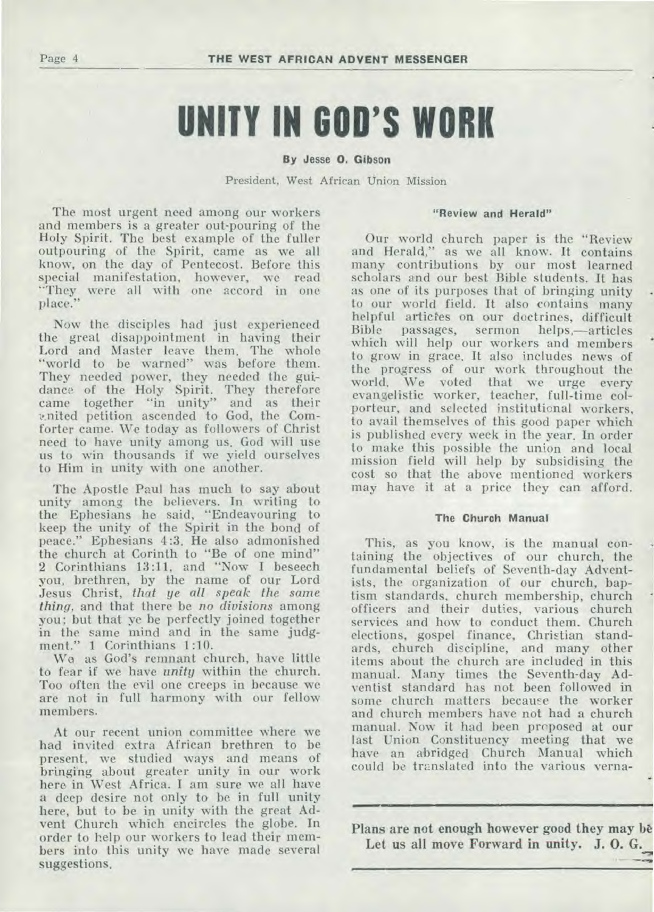# UNITY IN GOD'S WORK

**By Jesse O. Gibson**

President, West African Union Mission

The most urgent need among our workers and members is a greater out-pouring of the Holy Spirit. The best example of the fuller outpouring of the Spirit, came as we all know, on the day of Pentecost. Before this special manifestation, however, we read "They were all with one accord in one place."

Now the disciples had just experienced the great disappointment in having their Lord and Master leave them. The whole "world to be warned" was before them. They needed power, they needed the guidance of the Holy Spirit. They therefore came together "in unity" and as their united petition ascended to God, the Comforter came. We today as followers of Christ need to have unity among us. God will use us to win thousands if we yield ourselves to Him in unity with one another.

The Apostle Paul has much to say about unity among the believers. In writing to the Ephesians he said, "Endeavouring to keep the unity of the Spirit in the bond of peace." Ephesians 4:3. He also admonished the church at Corinth to "Be of one mind" 2 Corinthians 13:11, and "Now I beseech you, brethren, by the name of our Lord Jesus Christ, *that ye all speak the same thing*, and that there be *no divisions* among you; but that ye be perfectly joined together in the same mind and in the same judgment." 1 Corinthians 1:10.

We as God's remnant church, have little to fear if we have *unity* within the church. Too often the evil one creeps in because we are not in full harmony with our fellow members.

At our recent union committee where we had invited extra African brethren to be present, we studied ways and means of bringing about greater unity in our work here in West Africa. I am sure we all have a deep desire not only to be in full unity here, but to be in unity with the great Advent Church which encircles the globe. In order to help our workers to lead their members into this unity we have made several suggestions.

#### "Review and Herald"

Our world church paper is the "Review and Herald," as we all know. It contains many contributions by our most learned scholars and our best Bible students. It has as one of its purposes that of bringing unity to our world field. It also contains many helpful articles on our doctrines, difficult Bible passages, sermon helps,—articles which will help our workers and members to grow in grace. It also includes news of the progress of our work throughout the world. We voted that we urge every evangelistic worker, teacher, full-time colporteur, and selected institutional workers, to avail themselves of this good paper which is published every week in the year. In order to make this possible the union and local mission field will help by subsidising the cost so that the above mentioned workers may have it at a price they can afford.

#### The Church Manual

This, as you know, is the manual containing the objectives of our church, the fundamental beliefs of Seventh-day Adventists, the organization of our church, baptism standards, church membership, church officers and their duties, various church services and how to conduct them. Church elections, gospel finance, Christian standards, church discipline, and many other items about the church are included in this manual. Many times the Seventh-day Adventist standard has not been followed in some church matters because the worker and church members have not had a church manual. Now it had been proposed at our last Union Constituency meeting that we have an abridged Church Manual which could be translated into the various verna-

---

**Plans are not enough however good they may be Let us all move Forward in unity. J. O. G.**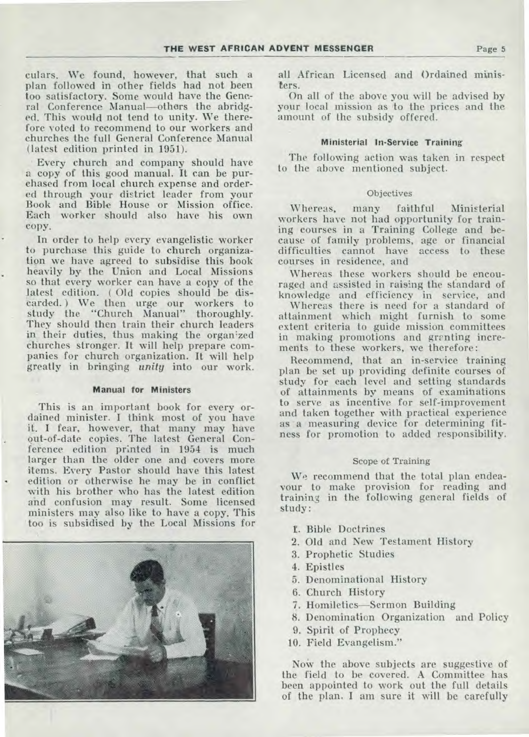culars. We found, however, that such a plan followed in other fields had not been too satisfactory. Some would have the General Conference Manual—others the abridged. This would not tend to unity. We therefore voted to recommend to our workers and churches the full General Conference Manual (latest edition printed in 1951).

Every church and company should have a copy of this good manual. It can be purchased from local church expense and ordered through your district leader from your Book and Bible House or Mission office. Each worker should also have his own copy.

In order to help every evangelistic worker to purchase this guide to church organization we have agreed to subsidise this book heavily by the Union and Local Missions so that every worker can have a copy of the latest edition. (Old copies should be discarded.) We then urge our workers to study the "Church Manual" thoroughly. They should then train their church leaders in their duties, thus making the organized churches stronger. It will help prepare companies for church organization. It will help greatly in bringing *unity* into our work.

#### Manual for Ministers

This is an important book for every ordained minister. I think most of you have it. I fear, however, that many may have out-of-date copies. The latest General Conference edition printed in 1954 is much larger than the older one and covers more items. Every Pastor should have this latest edition or otherwise he may be in conflict with his brother who has the latest edition and confusion may result. Some licensed ministers may also like to have a copy. This too is subsidised by the Local Missions for all African Licensed and Ordained ministers.

On all of the above you will be advised by your local mission as to the prices and the amount of the subsidy offered.

#### Ministerial In-Service Training

The following action was taken in respect to the above mentioned subject.

##### Objectives

Whereas, many faithful Ministerial workers have not had opportunity for training courses in a Training College and because of family problems, age or financial difficulties cannot have access to these courses in residence, and

Whereas these workers should be encouraged and assisted in raising the standard of knowledge and efficiency in service, and

Whereas there is need for a standard of attainment which might furnish to some extent criteria to guide mission committees in making promotions and granting increments to these workers, we therefore:

Recommend, that an in-service training plan be set up providing definite courses of study for each level and setting standards of attainments by means of examinations to serve as incentive for self-improvement and taken together with practical experience as a measuring device for determining fitness for promotion to added responsibility.

##### Scope of Training

We recommend that the total plan endeavour to make provision for reading and training in the following general fields of study:

1. Bible Doctrines
2. Old and New Testament History
3. Prophetic Studies
4. Epistles
5. Denominational History
6. Church History
7. Homiletics—Sermon Building
8. Denomination Organization and Policy
9. Spirit of Prophecy
10. Field Evangelism."

Now the above subjects are suggestive of the field to be covered. A Committee has been appointed to work out the full details of the plan. I am sure it will be carefully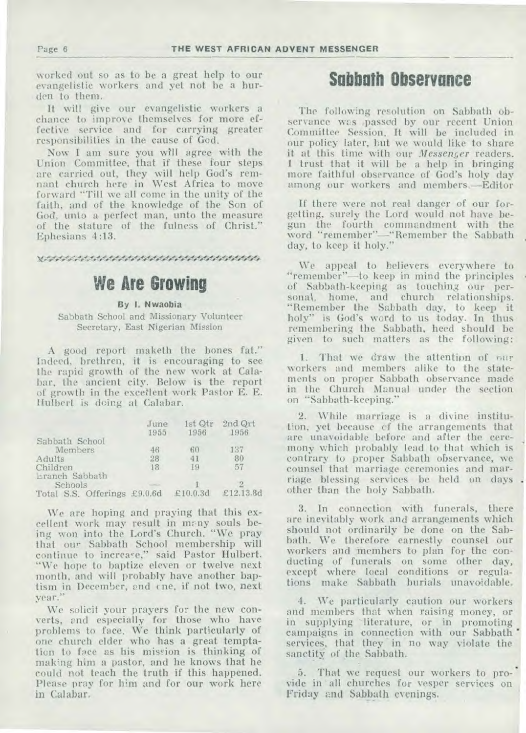worked out so as to be a great help to our evangelistic workers and yet not be a burden to them.

It will give our evangelistic workers a chance to improve themselves for more effective service and for carrying greater responsibilities in the cause of God.

Now I am sure you will agree with the Union Committee, that if these four steps are carried out, they will help God's remnant church here in West Africa to move forward "Till we all come in the unity of the faith, and of the knowledge of the Son of God, unto a perfect man, unto the measure of the stature of the fulness of Christ." Ephesians 4:13.

## We Are Growing

**By I. Nwaobia**

Sabbath School and Missionary Volunteer Secretary, East Nigerian Mission

A good report maketh the bones fat." Indeed, brethren, it is encouraging to see the rapid growth of the new work at Calabar, the ancient city. Below is the report of growth in the excellent work Pastor E. E. Hulbert is doing at Calabar.

| | June 1955 | 1st Qtr 1956 | 2nd Qrt 1956 |
|---|---|---|---|
| Sabbath School Members | 46 | 60 | 137 |
| Adults | 28 | 41 | 80 |
| Children | 18 | 19 | 57 |
| Branch Sabbath Schools | — | 1 | 2 |
| Total S.S. Offerings | £9.0.6d | £10.0.3d | £12.13.8d |

We are hoping and praying that this excellent work may result in many souls being won into the Lord's Church. "We pray that our Sabbath School membership will continue to increase," said Pastor Hulbert. "We hope to baptize eleven or twelve next month, and will probably have another baptism in December, and one, if not two, next year."

We solicit your prayers for the new converts, and especially for those who have problems to face. We think particularly of one church elder who has a great temptation to face as his mission is thinking of making him a pastor, and he knows that he could not teach the truth if this happened. Please pray for him and for our work here in Calabar.

## Sabbath Observance

The following resolution on Sabbath observance was passed by our recent Union Committee Session. It will be included in our policy later, but we would like to share it at this time with our *Messenger* readers. I trust that it will be a help in bringing more faithful observance of God's holy day among our workers and members.—Editor

If there were not real danger of our forgetting, surely the Lord would not have begun the fourth commandment with the word "remember"—"Remember the Sabbath day, to keep it holy."

We appeal to believers everywhere to "remember"—to keep in mind the principles of Sabbath-keeping as touching our personal, home, and church relationships. "Remember the Sabbath day, to keep it holy" is God's word to us today. In thus remembering the Sabbath, heed should be given to such matters as the following:

1. That we draw the attention of our workers and members alike to the statements on proper Sabbath observance made in the Church Manual under the section on "Sabbath-keeping."

2. While marriage is a divine institution, yet because of the arrangements that are unavoidable before and after the ceremony which probably lead to that which is contrary to proper Sabbath observance, we counsel that marriage ceremonies and marriage blessing services be held on days other than the holy Sabbath.

3. In connection with funerals, there are inevitably work and arrangements which should not ordinarily be done on the Sabbath. We therefore earnestly counsel our workers and members to plan for the conducting of funerals on some other day, except where local conditions or regulations make Sabbath burials unavoidable.

4. We particularly caution our workers and members that when raising money, or in supplying literature, or in promoting campaigns in connection with our Sabbath services, that they in no way violate the sanctity of the Sabbath.

5. That we request our workers to provide in all churches for vesper services on Friday and Sabbath evenings.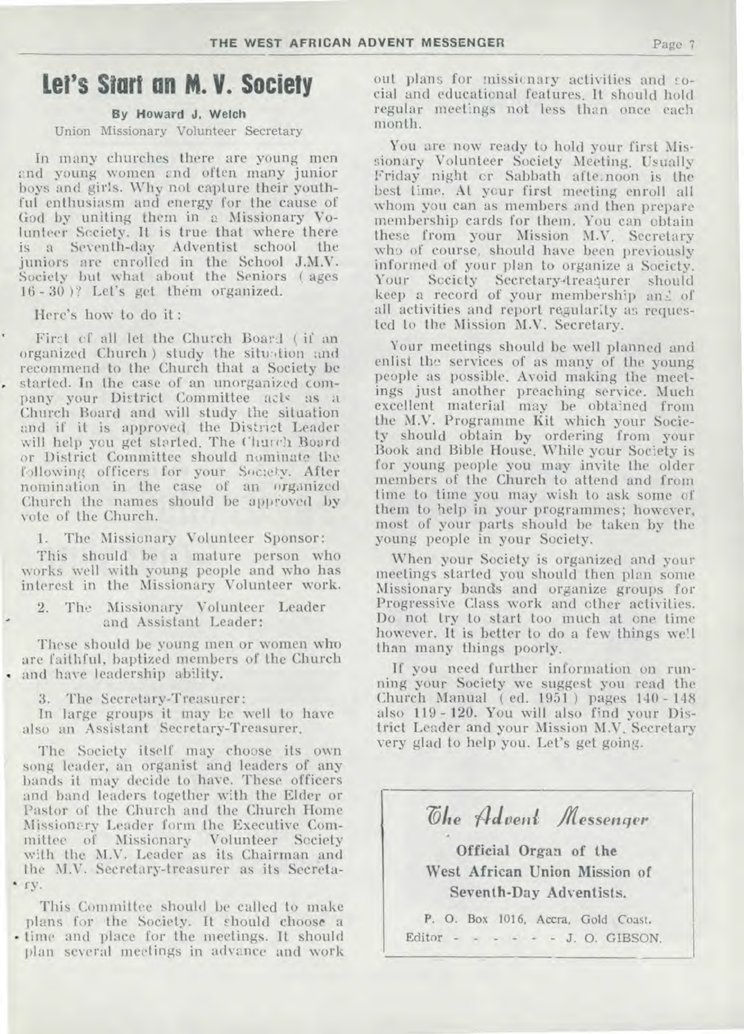# Let's Start an M. V. Society

**By Howard J. Welch**

Union Missionary Volunteer Secretary

In many churches there are young men and young women and often many junior boys and girls. Why not capture their youthful enthusiasm and energy for the cause of God by uniting them in a Missionary Volunteer Society. It is true that where there is a Seventh-day Adventist school the juniors are enrolled in the School J.M.V. Society but what about the Seniors ( ages 16 - 30 )? Let's get them organized.

Here's how to do it:

First of all let the Church Board ( if an organized Church ) study the situation and recommend to the Church that a Society be started. In the case of an unorganized company your District Committee acts as a Church Board and will study the situation and if it is approved the District Leader will help you get started. The Church Board or District Committee should nominate the following officers for your Society. After nomination in the case of an organized Church the names should be approved by vote of the Church.

1. The Missionary Volunteer Sponsor:

This should be a mature person who works well with young people and who has interest in the Missionary Volunteer work.

2. The Missionary Volunteer Leader and Assistant Leader:

These should be young men or women who are faithful, baptized members of the Church and have leadership ability.

3. The Secretary-Treasurer:

In large groups it may be well to have also an Assistant Secretary-Treasurer.

The Society itself may choose its own song leader, an organist and leaders of any bands it may decide to have. These officers and band leaders together with the Elder or Pastor of the Church and the Church Home Missionary Leader form the Executive Committee of Missionary Volunteer Society with the M.V. Leader as its Chairman and the M.V. Secretary-treasurer as its Secretary.

This Committee should be called to make plans for the Society. It should choose a time and place for the meetings. It should plan several meetings in advance and work out plans for missionary activities and social and educational features. It should hold regular meetings not less than once each month.

You are now ready to hold your first Missionary Volunteer Society Meeting. Usually Friday night or Sabbath afternoon is the best time. At your first meeting enroll all whom you can as members and then prepare membership cards for them. You can obtain these from your Mission M.V. Secretary who of course, should have been previously informed of your plan to organize a Society. Your Society Secretary-treasurer should keep a record of your membership and of all activities and report regularity as requested to the Mission M.V. Secretary.

Your meetings should be well planned and enlist the services of as many of the young people as possible. Avoid making the meetings just another preaching service. Much excellent material may be obtained from the M.V. Programme Kit which your Society should obtain by ordering from your Book and Bible House. While your Society is for young people you may invite the older members of the Church to attend and from time to time you may wish to ask some of them to help in your programmes; however, most of your parts should be taken by the young people in your Society.

When your Society is organized and your meetings started you should then plan some Missionary bands and organize groups for Progressive Class work and other activities. Do not try to start too much at one time however. It is better to do a few things well than many things poorly.

If you need further information on running your Society we suggest you read the Church Manual ( ed. 1951 ) pages 140 - 148 also 119 - 120. You will also find your District Leader and your Mission M.V. Secretary very glad to help you. Let's get going.

---

***The Advent Messenger***

**Official Organ of the West African Union Mission of Seventh-Day Adventists.**

P. O. Box 1016, Accra, Gold Coast.

Editor - - - - - - J. O. GIBSON.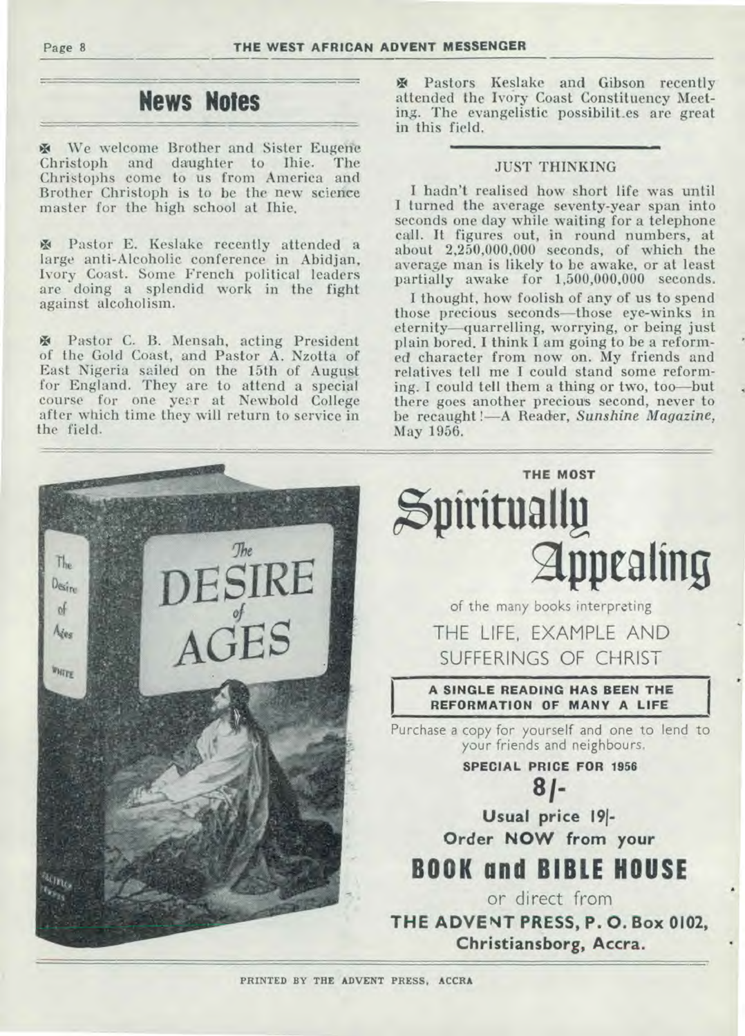## News Notes

✠ We welcome Brother and Sister Eugene Christoph and daughter to Ihie. The Christophs come to us from America and Brother Christoph is to be the new science master for the high school at Ihie.

✠ Pastor E. Keslake recently attended a large anti-Alcoholic conference in Abidjan, Ivory Coast. Some French political leaders are doing a splendid work in the fight against alcoholism.

✠ Pastor C. B. Mensah, acting President of the Gold Coast, and Pastor A. Nzotta of East Nigeria sailed on the 15th of August for England. They are to attend a special course for one year at Newbold College after which time they will return to service in the field.

✠ Pastors Keslake and Gibson recently attended the Ivory Coast Constituency Meeting. The evangelistic possibilities are great in this field.

### JUST THINKING

I hadn't realised how short life was until I turned the average seventy-year span into seconds one day while waiting for a telephone call. It figures out, in round numbers, at about 2,250,000,000 seconds, of which the average man is likely to be awake, or at least partially awake for 1,500,000,000 seconds.

I thought, how foolish of any of us to spend those precious seconds—those eye-winks in eternity—quarrelling, worrying, or being just plain bored. I think I am going to be a reformed character from now on. My friends and relatives tell me I could stand some reforming. I could tell them a thing or two, too—but there goes another precious second, never to be recaught!—A Reader, *Sunshine Magazine*, May 1956.

THE MOST

# Spiritually Appealing

of the many books interpreting

THE LIFE, EXAMPLE AND SUFFERINGS OF CHRIST

**A SINGLE READING HAS BEEN THE REFORMATION OF MANY A LIFE**

Purchase a copy for yourself and one to lend to your friends and neighbours.

**SPECIAL PRICE FOR 1956**

**8/-**

**Usual price 19/-**

**Order NOW from your**

## BOOK and BIBLE HOUSE

or direct from

**THE ADVENT PRESS, P. O. Box 0102, Christiansborg, Accra.**

PRINTED BY THE ADVENT PRESS, ACCRA